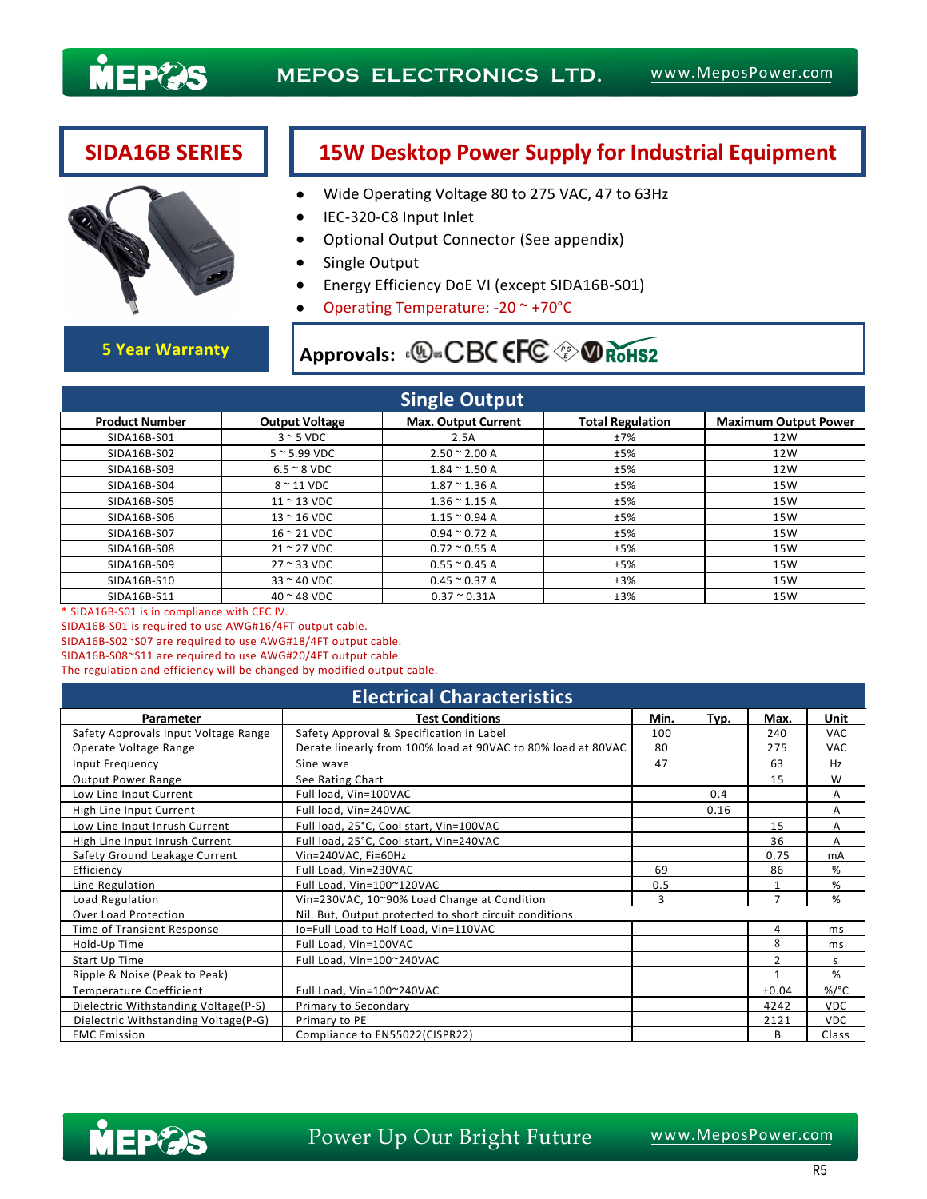MEPOS ELECTRONICS LTD. www.MeposPower.com

# SIDA16B SERIES

## 15W Desktop Power Supply for Industrial Equipment

- Wide Operating Voltage 80 to 275 VAC, 47 to 63Hz
- IEC-320-C8 Input Inlet
- Optional Output Connector (See appendix)
- Single Output
- Energy Efficiency DoE VI (except SIDA16B-S01)
- Operating Temperature: -20 ~ +70°C

**5 Year Warranty**

**Approvals:** cULus CB CE FC PSE VI RoHS2

## Single Output

| Product Number | Output Voltage | Max. Output Current | Total Regulation | Maximum Output Power |
|---|---|---|---|---|
| SIDA16B-S01 | 3 ~ 5 VDC | 2.5A | ±7% | 12W |
| SIDA16B-S02 | 5 ~ 5.99 VDC | 2.50 ~ 2.00 A | ±5% | 12W |
| SIDA16B-S03 | 6.5 ~ 8 VDC | 1.84 ~ 1.50 A | ±5% | 12W |
| SIDA16B-S04 | 8 ~ 11 VDC | 1.87 ~ 1.36 A | ±5% | 15W |
| SIDA16B-S05 | 11 ~ 13 VDC | 1.36 ~ 1.15 A | ±5% | 15W |
| SIDA16B-S06 | 13 ~ 16 VDC | 1.15 ~ 0.94 A | ±5% | 15W |
| SIDA16B-S07 | 16 ~ 21 VDC | 0.94 ~ 0.72 A | ±5% | 15W |
| SIDA16B-S08 | 21 ~ 27 VDC | 0.72 ~ 0.55 A | ±5% | 15W |
| SIDA16B-S09 | 27 ~ 33 VDC | 0.55 ~ 0.45 A | ±5% | 15W |
| SIDA16B-S10 | 33 ~ 40 VDC | 0.45 ~ 0.37 A | ±3% | 15W |
| SIDA16B-S11 | 40 ~ 48 VDC | 0.37 ~ 0.31A | ±3% | 15W |

\* SIDA16B-S01 is in compliance with CEC IV.
SIDA16B-S01 is required to use AWG#16/4FT output cable.
SIDA16B-S02~S07 are required to use AWG#18/4FT output cable.
SIDA16B-S08~S11 are required to use AWG#20/4FT output cable.
The regulation and efficiency will be changed by modified output cable.

## Electrical Characteristics

| Parameter | Test Conditions | Min. | Typ. | Max. | Unit |
|---|---|---|---|---|---|
| Safety Approvals Input Voltage Range | Safety Approval & Specification in Label | 100 | | 240 | VAC |
| Operate Voltage Range | Derate linearly from 100% load at 90VAC to 80% load at 80VAC | 80 | | 275 | VAC |
| Input Frequency | Sine wave | 47 | | 63 | Hz |
| Output Power Range | See Rating Chart | | | 15 | W |
| Low Line Input Current | Full load, Vin=100VAC | | 0.4 | | A |
| High Line Input Current | Full load, Vin=240VAC | | 0.16 | | A |
| Low Line Input Inrush Current | Full load, 25°C, Cool start, Vin=100VAC | | | 15 | A |
| High Line Input Inrush Current | Full load, 25°C, Cool start, Vin=240VAC | | | 36 | A |
| Safety Ground Leakage Current | Vin=240VAC, Fi=60Hz | | | 0.75 | mA |
| Efficiency | Full Load, Vin=230VAC | 69 | | 86 | % |
| Line Regulation | Full Load, Vin=100~120VAC | 0.5 | | 1 | % |
| Load Regulation | Vin=230VAC, 10~90% Load Change at Condition | 3 | | 7 | % |
| Over Load Protection | Nil. But, Output protected to short circuit conditions | | | | |
| Time of Transient Response | Io=Full Load to Half Load, Vin=110VAC | | | 4 | ms |
| Hold-Up Time | Full Load, Vin=100VAC | | | 8 | ms |
| Start Up Time | Full Load, Vin=100~240VAC | | | 2 | s |
| Ripple & Noise (Peak to Peak) | | | | 1 | % |
| Temperature Coefficient | Full Load, Vin=100~240VAC | | | ±0.04 | %/°C |
| Dielectric Withstanding Voltage(P-S) | Primary to Secondary | | | 4242 | VDC |
| Dielectric Withstanding Voltage(P-G) | Primary to PE | | | 2121 | VDC |
| EMC Emission | Compliance to EN55022(CISPR22) | | | B | Class |

Power Up Our Bright Future www.MeposPower.com

R5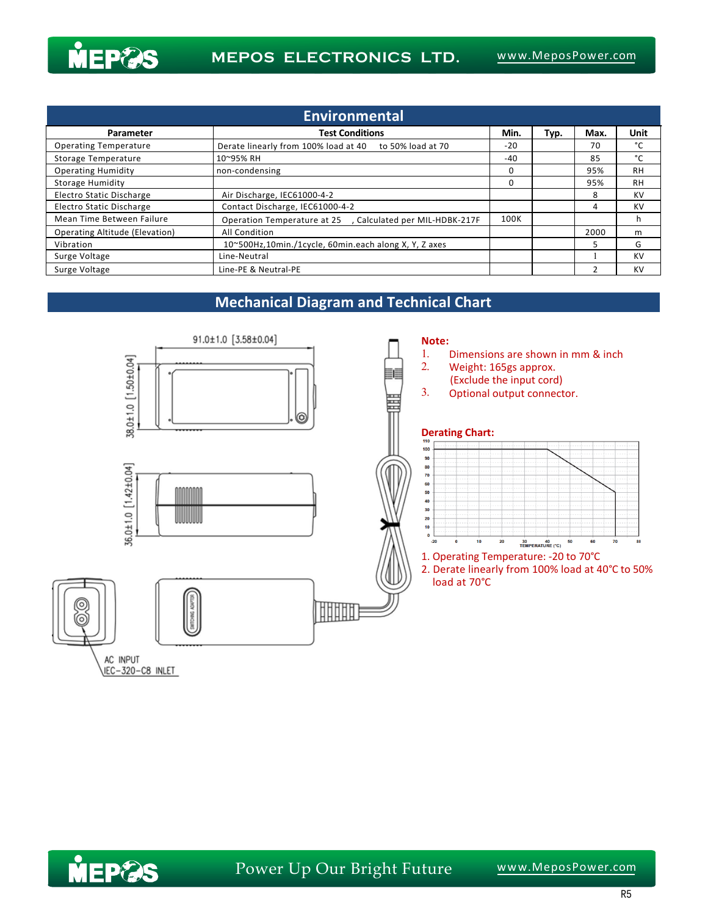## Environmental

| Parameter | Test Conditions | Min. | Typ. | Max. | Unit |
|---|---|---|---|---|---|
| Operating Temperature | Derate linearly from 100% load at 40 to 50% load at 70 | -20 | | 70 | °C |
| Storage Temperature | 10~95% RH | -40 | | 85 | °C |
| Operating Humidity | non-condensing | 0 | | 95% | RH |
| Storage Humidity | | 0 | | 95% | RH |
| Electro Static Discharge | Air Discharge, IEC61000-4-2 | | | 8 | KV |
| Electro Static Discharge | Contact Discharge, IEC61000-4-2 | | | 4 | KV |
| Mean Time Between Failure | Operation Temperature at 25 , Calculated per MIL-HDBK-217F | 100K | | | h |
| Operating Altitude (Elevation) | All Condition | | | 2000 | m |
| Vibration | 10~500Hz,10min./1cycle, 60min.each along X, Y, Z axes | | | 5 | G |
| Surge Voltage | Line-Neutral | | | 1 | KV |
| Surge Voltage | Line-PE & Neutral-PE | | | 2 | KV |

## Mechanical Diagram and Technical Chart

91.0±1.0 [3.58±0.04]

38.0±1.0 [1.50±0.04]

36.0±1.0 [1.42±0.04]

AC INPUT
IEC-320-C8 INLET

**Note:**

1. Dimensions are shown in mm & inch
2. Weight: 165gs approx.
   (Exclude the input cord)
3. Optional output connector.

**Derating Chart:**

110 100 90 80 70 60 50 40 30 20 10 0

-20 0 10 20 30 40 50 60 70 80

TEMPERATURE (°C)

1. Operating Temperature: -20 to 70°C
2. Derate linearly from 100% load at 40°C to 50% load at 70°C